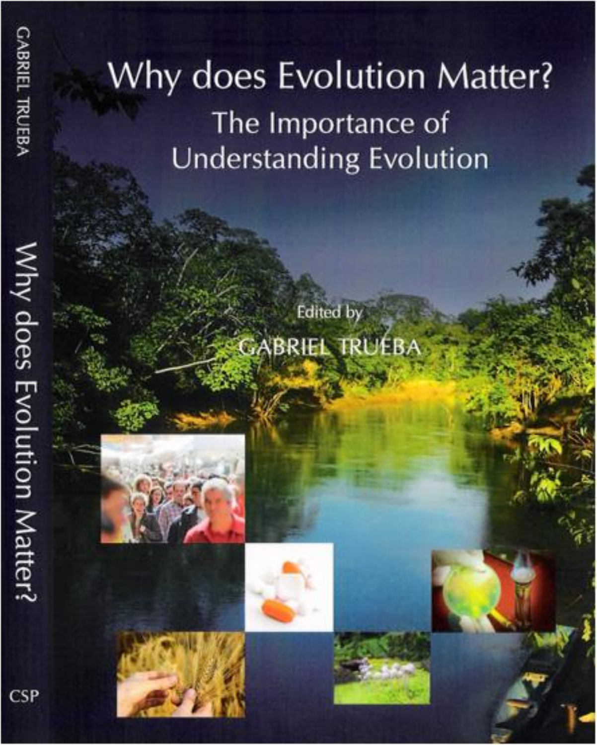# Why does Evolution Matter?

## The Importance of Understanding Evolution

Edited by

GABRIEL TRUEBA

GABRIEL TRUEBA

Why does Evolution Matter?

CSP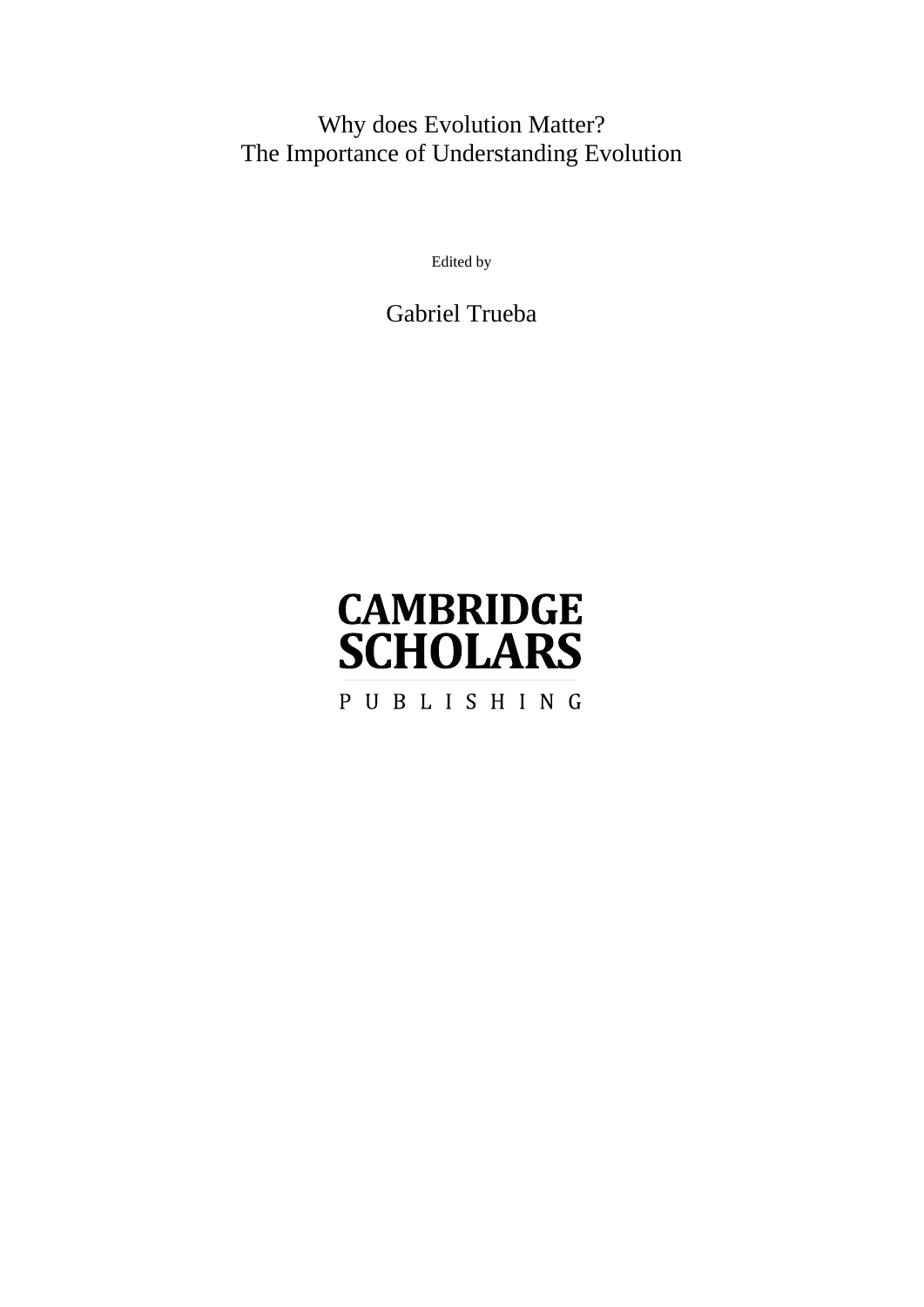# Why does Evolution Matter?
# The Importance of Understanding Evolution

Edited by

Gabriel Trueba

CAMBRIDGE
SCHOLARS
PUBLISHING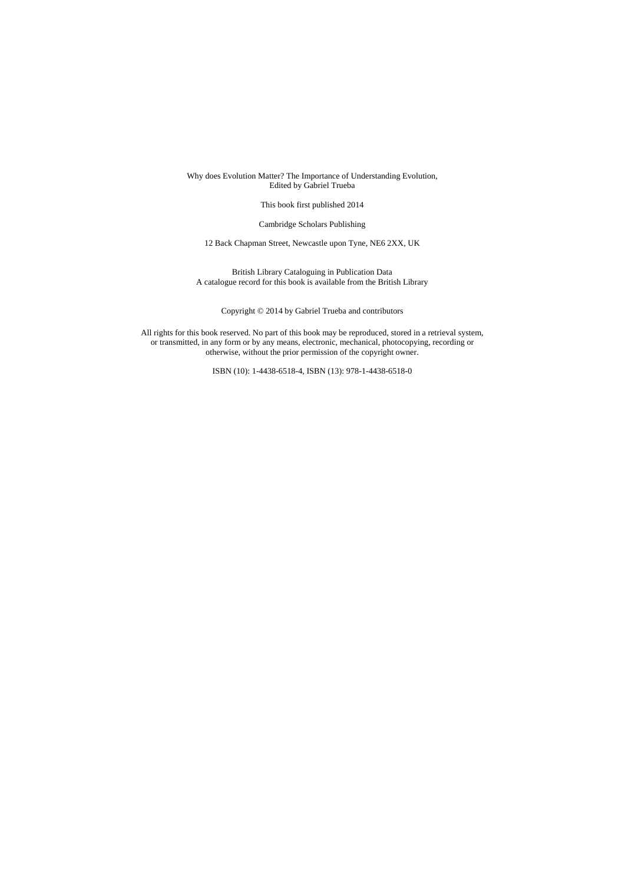Why does Evolution Matter? The Importance of Understanding Evolution,
Edited by Gabriel Trueba

This book first published 2014

Cambridge Scholars Publishing

12 Back Chapman Street, Newcastle upon Tyne, NE6 2XX, UK

British Library Cataloguing in Publication Data
A catalogue record for this book is available from the British Library

Copyright © 2014 by Gabriel Trueba and contributors

All rights for this book reserved. No part of this book may be reproduced, stored in a retrieval system, or transmitted, in any form or by any means, electronic, mechanical, photocopying, recording or otherwise, without the prior permission of the copyright owner.

ISBN (10): 1-4438-6518-4, ISBN (13): 978-1-4438-6518-0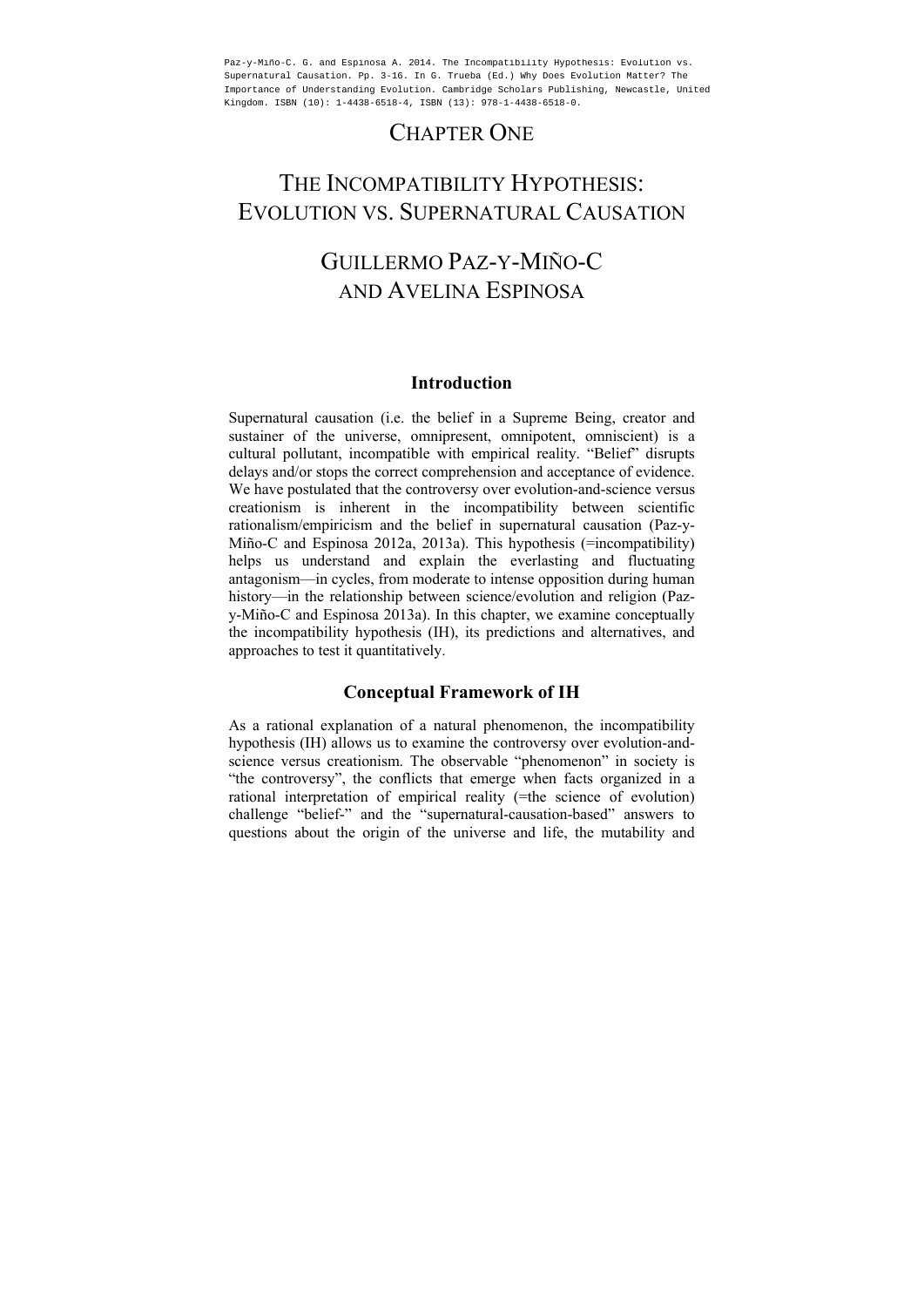Paz-y-Miño-C. G. and Espinosa A. 2014. The Incompatibility Hypothesis: Evolution vs. Supernatural Causation. Pp. 3-16. In G. Trueba (Ed.) Why Does Evolution Matter? The Importance of Understanding Evolution. Cambridge Scholars Publishing, Newcastle, United Kingdom. ISBN (10): 1-4438-6518-4, ISBN (13): 978-1-4438-6518-0.

# CHAPTER ONE

# THE INCOMPATIBILITY HYPOTHESIS: EVOLUTION VS. SUPERNATURAL CAUSATION

## GUILLERMO PAZ-Y-MIÑO-C AND AVELINA ESPINOSA

## Introduction

Supernatural causation (i.e. the belief in a Supreme Being, creator and sustainer of the universe, omnipresent, omnipotent, omniscient) is a cultural pollutant, incompatible with empirical reality. "Belief" disrupts delays and/or stops the correct comprehension and acceptance of evidence. We have postulated that the controversy over evolution-and-science versus creationism is inherent in the incompatibility between scientific rationalism/empiricism and the belief in supernatural causation (Paz-y-Miño-C and Espinosa 2012a, 2013a). This hypothesis (=incompatibility) helps us understand and explain the everlasting and fluctuating antagonism—in cycles, from moderate to intense opposition during human history—in the relationship between science/evolution and religion (Paz-y-Miño-C and Espinosa 2013a). In this chapter, we examine conceptually the incompatibility hypothesis (IH), its predictions and alternatives, and approaches to test it quantitatively.

## Conceptual Framework of IH

As a rational explanation of a natural phenomenon, the incompatibility hypothesis (IH) allows us to examine the controversy over evolution-and-science versus creationism. The observable "phenomenon" in society is "the controversy", the conflicts that emerge when facts organized in a rational interpretation of empirical reality (=the science of evolution) challenge "belief-" and the "supernatural-causation-based" answers to questions about the origin of the universe and life, the mutability and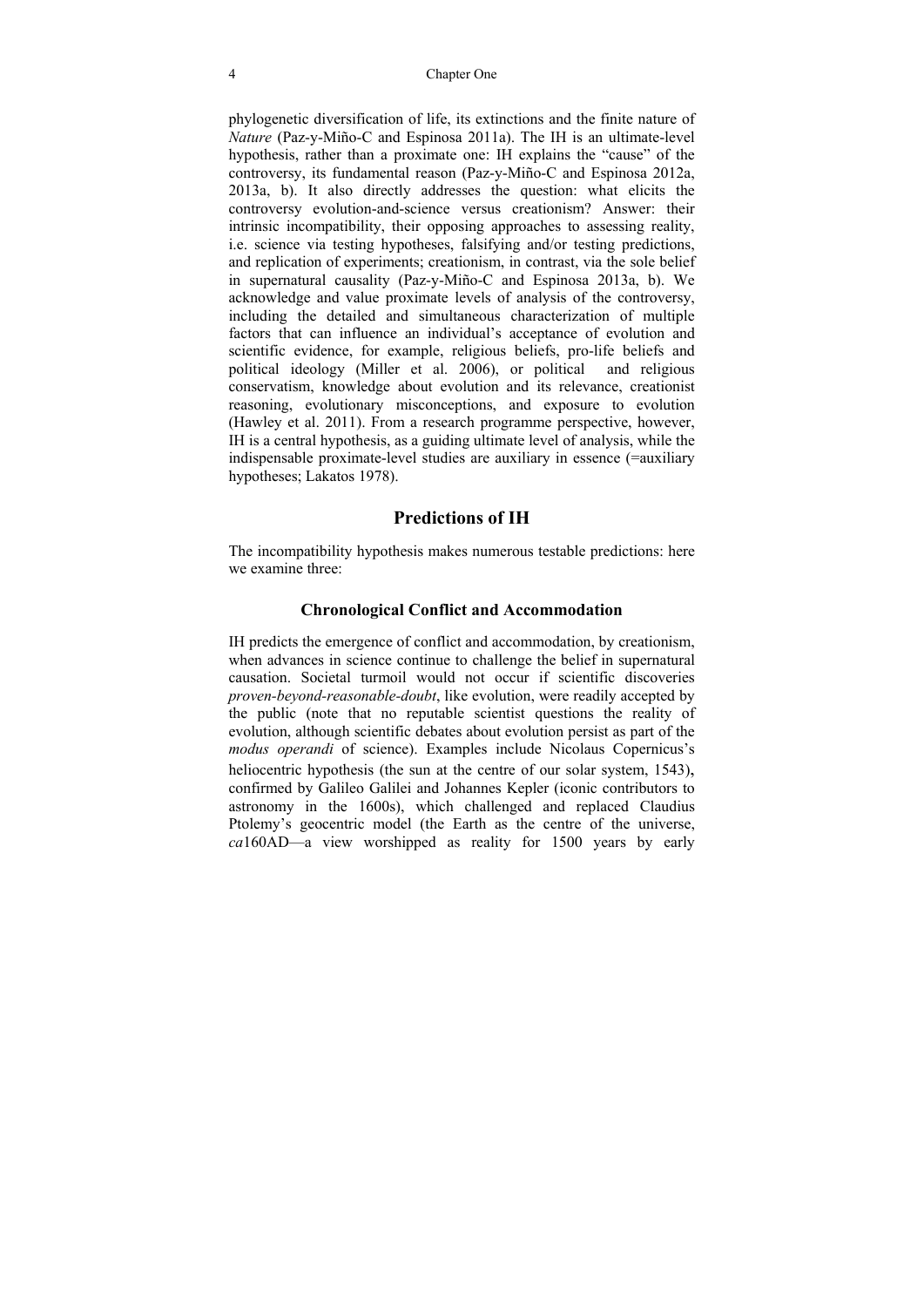phylogenetic diversification of life, its extinctions and the finite nature of *Nature* (Paz-y-Miño-C and Espinosa 2011a). The IH is an ultimate-level hypothesis, rather than a proximate one: IH explains the "cause" of the controversy, its fundamental reason (Paz-y-Miño-C and Espinosa 2012a, 2013a, b). It also directly addresses the question: what elicits the controversy evolution-and-science versus creationism? Answer: their intrinsic incompatibility, their opposing approaches to assessing reality, i.e. science via testing hypotheses, falsifying and/or testing predictions, and replication of experiments; creationism, in contrast, via the sole belief in supernatural causality (Paz-y-Miño-C and Espinosa 2013a, b). We acknowledge and value proximate levels of analysis of the controversy, including the detailed and simultaneous characterization of multiple factors that can influence an individual's acceptance of evolution and scientific evidence, for example, religious beliefs, pro-life beliefs and political ideology (Miller et al. 2006), or political and religious conservatism, knowledge about evolution and its relevance, creationist reasoning, evolutionary misconceptions, and exposure to evolution (Hawley et al. 2011). From a research programme perspective, however, IH is a central hypothesis, as a guiding ultimate level of analysis, while the indispensable proximate-level studies are auxiliary in essence (=auxiliary hypotheses; Lakatos 1978).

## Predictions of IH

The incompatibility hypothesis makes numerous testable predictions: here we examine three:

### Chronological Conflict and Accommodation

IH predicts the emergence of conflict and accommodation, by creationism, when advances in science continue to challenge the belief in supernatural causation. Societal turmoil would not occur if scientific discoveries *proven-beyond-reasonable-doubt*, like evolution, were readily accepted by the public (note that no reputable scientist questions the reality of evolution, although scientific debates about evolution persist as part of the *modus operandi* of science). Examples include Nicolaus Copernicus's heliocentric hypothesis (the sun at the centre of our solar system, 1543), confirmed by Galileo Galilei and Johannes Kepler (iconic contributors to astronomy in the 1600s), which challenged and replaced Claudius Ptolemy's geocentric model (the Earth as the centre of the universe, *ca*160AD—a view worshipped as reality for 1500 years by early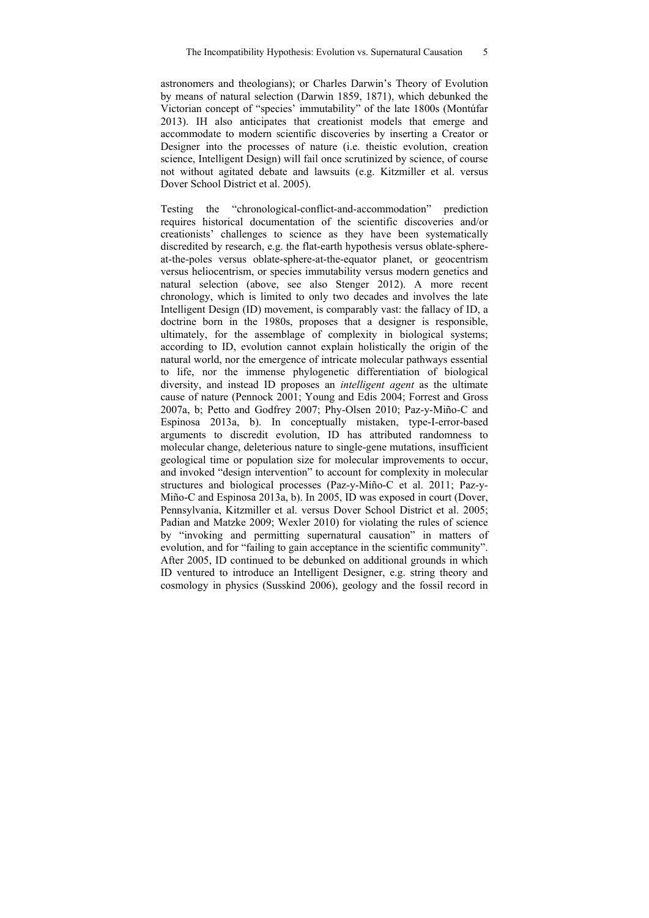astronomers and theologians); or Charles Darwin's Theory of Evolution by means of natural selection (Darwin 1859, 1871), which debunked the Victorian concept of "species' immutability" of the late 1800s (Montúfar 2013). IH also anticipates that creationist models that emerge and accommodate to modern scientific discoveries by inserting a Creator or Designer into the processes of nature (i.e. theistic evolution, creation science, Intelligent Design) will fail once scrutinized by science, of course not without agitated debate and lawsuits (e.g. Kitzmiller et al. versus Dover School District et al. 2005).

Testing the "chronological-conflict-and-accommodation" prediction requires historical documentation of the scientific discoveries and/or creationists' challenges to science as they have been systematically discredited by research, e.g. the flat-earth hypothesis versus oblate-sphere-at-the-poles versus oblate-sphere-at-the-equator planet, or geocentrism versus heliocentrism, or species immutability versus modern genetics and natural selection (above, see also Stenger 2012). A more recent chronology, which is limited to only two decades and involves the late Intelligent Design (ID) movement, is comparably vast: the fallacy of ID, a doctrine born in the 1980s, proposes that a designer is responsible, ultimately, for the assemblage of complexity in biological systems; according to ID, evolution cannot explain holistically the origin of the natural world, nor the emergence of intricate molecular pathways essential to life, nor the immense phylogenetic differentiation of biological diversity, and instead ID proposes an *intelligent agent* as the ultimate cause of nature (Pennock 2001; Young and Edis 2004; Forrest and Gross 2007a, b; Petto and Godfrey 2007; Phy-Olsen 2010; Paz-y-Miño-C and Espinosa 2013a, b). In conceptually mistaken, type-I-error-based arguments to discredit evolution, ID has attributed randomness to molecular change, deleterious nature to single-gene mutations, insufficient geological time or population size for molecular improvements to occur, and invoked "design intervention" to account for complexity in molecular structures and biological processes (Paz-y-Miño-C et al. 2011; Paz-y-Miño-C and Espinosa 2013a, b). In 2005, ID was exposed in court (Dover, Pennsylvania, Kitzmiller et al. versus Dover School District et al. 2005; Padian and Matzke 2009; Wexler 2010) for violating the rules of science by "invoking and permitting supernatural causation" in matters of evolution, and for "failing to gain acceptance in the scientific community". After 2005, ID continued to be debunked on additional grounds in which ID ventured to introduce an Intelligent Designer, e.g. string theory and cosmology in physics (Susskind 2006), geology and the fossil record in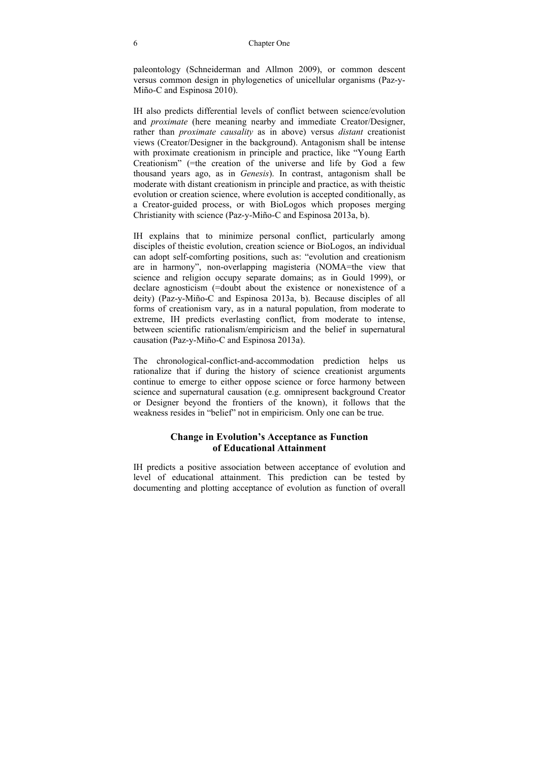paleontology (Schneiderman and Allmon 2009), or common descent versus common design in phylogenetics of unicellular organisms (Paz-y-Miño-C and Espinosa 2010).

IH also predicts differential levels of conflict between science/evolution and *proximate* (here meaning nearby and immediate Creator/Designer, rather than *proximate causality* as in above) versus *distant* creationist views (Creator/Designer in the background). Antagonism shall be intense with proximate creationism in principle and practice, like "Young Earth Creationism" (=the creation of the universe and life by God a few thousand years ago, as in *Genesis*). In contrast, antagonism shall be moderate with distant creationism in principle and practice, as with theistic evolution or creation science, where evolution is accepted conditionally, as a Creator-guided process, or with BioLogos which proposes merging Christianity with science (Paz-y-Miño-C and Espinosa 2013a, b).

IH explains that to minimize personal conflict, particularly among disciples of theistic evolution, creation science or BioLogos, an individual can adopt self-comforting positions, such as: "evolution and creationism are in harmony", non-overlapping magisteria (NOMA=the view that science and religion occupy separate domains; as in Gould 1999), or declare agnosticism (=doubt about the existence or nonexistence of a deity) (Paz-y-Miño-C and Espinosa 2013a, b). Because disciples of all forms of creationism vary, as in a natural population, from moderate to extreme, IH predicts everlasting conflict, from moderate to intense, between scientific rationalism/empiricism and the belief in supernatural causation (Paz-y-Miño-C and Espinosa 2013a).

The chronological-conflict-and-accommodation prediction helps us rationalize that if during the history of science creationist arguments continue to emerge to either oppose science or force harmony between science and supernatural causation (e.g. omnipresent background Creator or Designer beyond the frontiers of the known), it follows that the weakness resides in "belief" not in empiricism. Only one can be true.

### Change in Evolution's Acceptance as Function of Educational Attainment

IH predicts a positive association between acceptance of evolution and level of educational attainment. This prediction can be tested by documenting and plotting acceptance of evolution as function of overall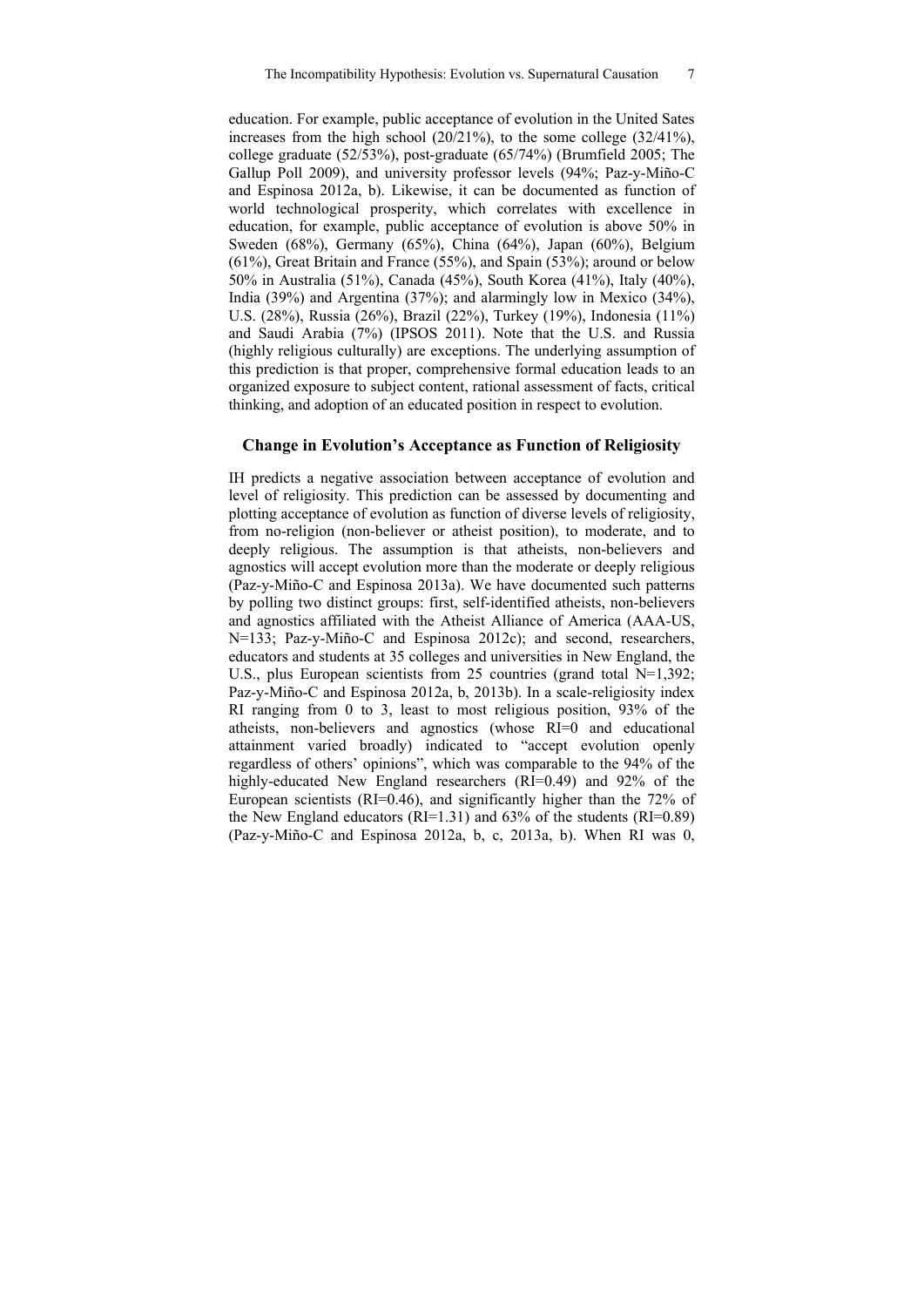education. For example, public acceptance of evolution in the United Sates increases from the high school (20/21%), to the some college (32/41%), college graduate (52/53%), post-graduate (65/74%) (Brumfield 2005; The Gallup Poll 2009), and university professor levels (94%; Paz-y-Miño-C and Espinosa 2012a, b). Likewise, it can be documented as function of world technological prosperity, which correlates with excellence in education, for example, public acceptance of evolution is above 50% in Sweden (68%), Germany (65%), China (64%), Japan (60%), Belgium (61%), Great Britain and France (55%), and Spain (53%); around or below 50% in Australia (51%), Canada (45%), South Korea (41%), Italy (40%), India (39%) and Argentina (37%); and alarmingly low in Mexico (34%), U.S. (28%), Russia (26%), Brazil (22%), Turkey (19%), Indonesia (11%) and Saudi Arabia (7%) (IPSOS 2011). Note that the U.S. and Russia (highly religious culturally) are exceptions. The underlying assumption of this prediction is that proper, comprehensive formal education leads to an organized exposure to subject content, rational assessment of facts, critical thinking, and adoption of an educated position in respect to evolution.

## Change in Evolution's Acceptance as Function of Religiosity

IH predicts a negative association between acceptance of evolution and level of religiosity. This prediction can be assessed by documenting and plotting acceptance of evolution as function of diverse levels of religiosity, from no-religion (non-believer or atheist position), to moderate, and to deeply religious. The assumption is that atheists, non-believers and agnostics will accept evolution more than the moderate or deeply religious (Paz-y-Miño-C and Espinosa 2013a). We have documented such patterns by polling two distinct groups: first, self-identified atheists, non-believers and agnostics affiliated with the Atheist Alliance of America (AAA-US, N=133; Paz-y-Miño-C and Espinosa 2012c); and second, researchers, educators and students at 35 colleges and universities in New England, the U.S., plus European scientists from 25 countries (grand total N=1,392; Paz-y-Miño-C and Espinosa 2012a, b, 2013b). In a scale-religiosity index RI ranging from 0 to 3, least to most religious position, 93% of the atheists, non-believers and agnostics (whose RI=0 and educational attainment varied broadly) indicated to "accept evolution openly regardless of others' opinions", which was comparable to the 94% of the highly-educated New England researchers (RI=0.49) and 92% of the European scientists (RI=0.46), and significantly higher than the 72% of the New England educators (RI=1.31) and 63% of the students (RI=0.89) (Paz-y-Miño-C and Espinosa 2012a, b, c, 2013a, b). When RI was 0,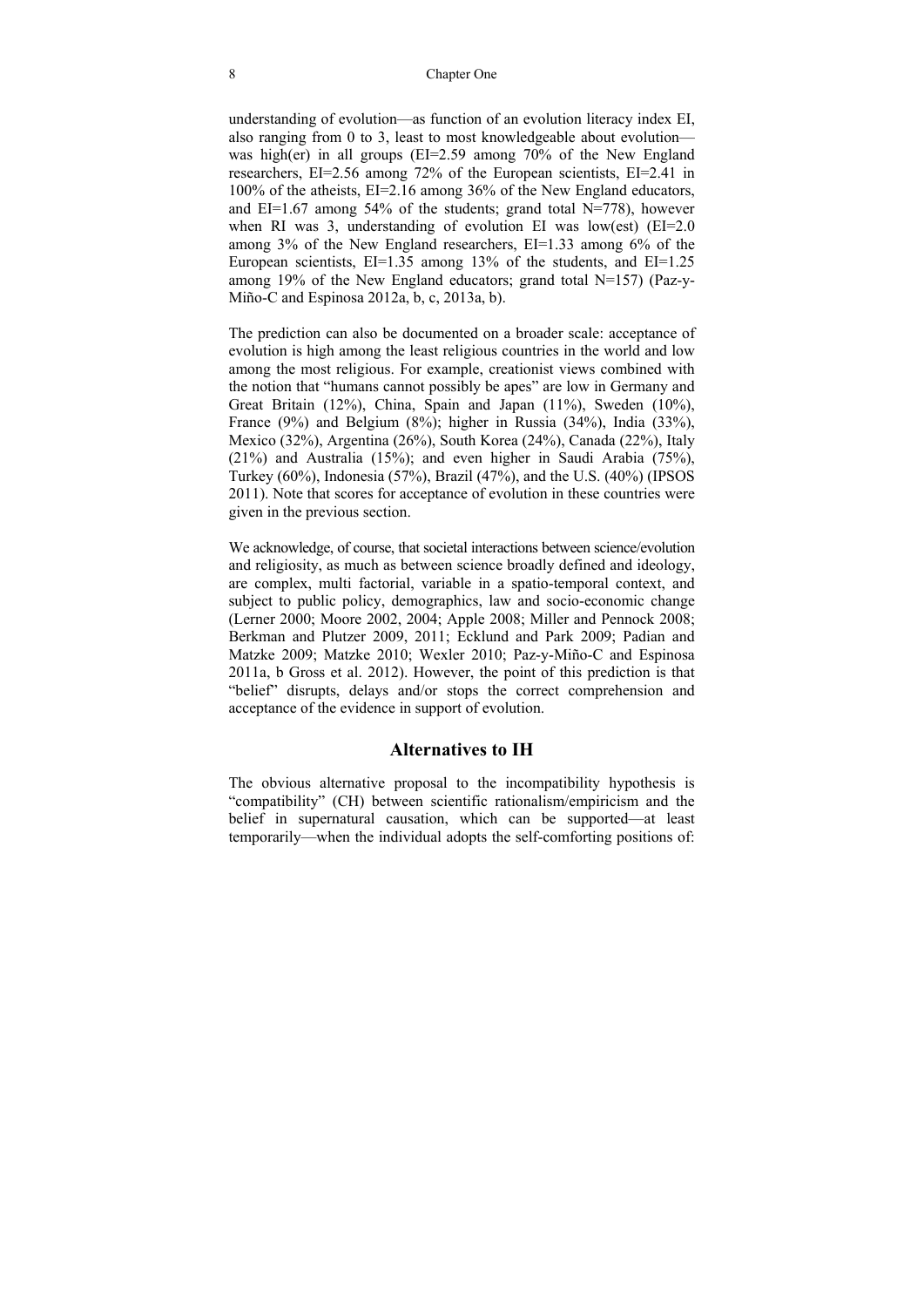understanding of evolution—as function of an evolution literacy index EI, also ranging from 0 to 3, least to most knowledgeable about evolution—was high(er) in all groups (EI=2.59 among 70% of the New England researchers, EI=2.56 among 72% of the European scientists, EI=2.41 in 100% of the atheists, EI=2.16 among 36% of the New England educators, and EI=1.67 among 54% of the students; grand total N=778), however when RI was 3, understanding of evolution EI was low(est) (EI=2.0 among 3% of the New England researchers, EI=1.33 among 6% of the European scientists, EI=1.35 among 13% of the students, and EI=1.25 among 19% of the New England educators; grand total N=157) (Paz-y-Miño-C and Espinosa 2012a, b, c, 2013a, b).

The prediction can also be documented on a broader scale: acceptance of evolution is high among the least religious countries in the world and low among the most religious. For example, creationist views combined with the notion that "humans cannot possibly be apes" are low in Germany and Great Britain (12%), China, Spain and Japan (11%), Sweden (10%), France (9%) and Belgium (8%); higher in Russia (34%), India (33%), Mexico (32%), Argentina (26%), South Korea (24%), Canada (22%), Italy (21%) and Australia (15%); and even higher in Saudi Arabia (75%), Turkey (60%), Indonesia (57%), Brazil (47%), and the U.S. (40%) (IPSOS 2011). Note that scores for acceptance of evolution in these countries were given in the previous section.

We acknowledge, of course, that societal interactions between science/evolution and religiosity, as much as between science broadly defined and ideology, are complex, multi factorial, variable in a spatio-temporal context, and subject to public policy, demographics, law and socio-economic change (Lerner 2000; Moore 2002, 2004; Apple 2008; Miller and Pennock 2008; Berkman and Plutzer 2009, 2011; Ecklund and Park 2009; Padian and Matzke 2009; Matzke 2010; Wexler 2010; Paz-y-Miño-C and Espinosa 2011a, b Gross et al. 2012). However, the point of this prediction is that "belief" disrupts, delays and/or stops the correct comprehension and acceptance of the evidence in support of evolution.

## Alternatives to IH

The obvious alternative proposal to the incompatibility hypothesis is "compatibility" (CH) between scientific rationalism/empiricism and the belief in supernatural causation, which can be supported—at least temporarily—when the individual adopts the self-comforting positions of: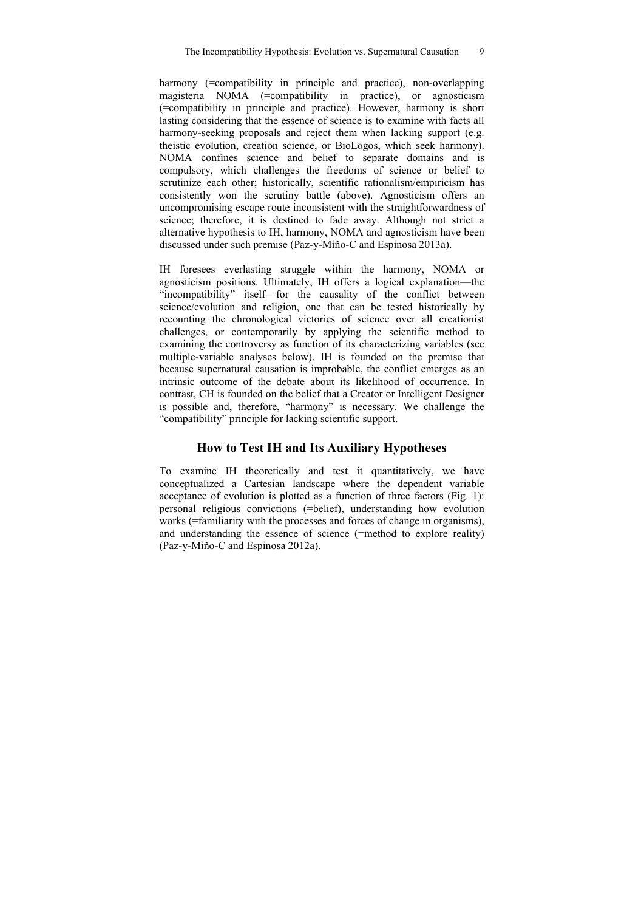harmony (=compatibility in principle and practice), non-overlapping magisteria NOMA (=compatibility in practice), or agnosticism (=compatibility in principle and practice). However, harmony is short lasting considering that the essence of science is to examine with facts all harmony-seeking proposals and reject them when lacking support (e.g. theistic evolution, creation science, or BioLogos, which seek harmony). NOMA confines science and belief to separate domains and is compulsory, which challenges the freedoms of science or belief to scrutinize each other; historically, scientific rationalism/empiricism has consistently won the scrutiny battle (above). Agnosticism offers an uncompromising escape route inconsistent with the straightforwardness of science; therefore, it is destined to fade away. Although not strict a alternative hypothesis to IH, harmony, NOMA and agnosticism have been discussed under such premise (Paz-y-Miño-C and Espinosa 2013a).

IH foresees everlasting struggle within the harmony, NOMA or agnosticism positions. Ultimately, IH offers a logical explanation—the "incompatibility" itself—for the causality of the conflict between science/evolution and religion, one that can be tested historically by recounting the chronological victories of science over all creationist challenges, or contemporarily by applying the scientific method to examining the controversy as function of its characterizing variables (see multiple-variable analyses below). IH is founded on the premise that because supernatural causation is improbable, the conflict emerges as an intrinsic outcome of the debate about its likelihood of occurrence. In contrast, CH is founded on the belief that a Creator or Intelligent Designer is possible and, therefore, "harmony" is necessary. We challenge the "compatibility" principle for lacking scientific support.

## How to Test IH and Its Auxiliary Hypotheses

To examine IH theoretically and test it quantitatively, we have conceptualized a Cartesian landscape where the dependent variable acceptance of evolution is plotted as a function of three factors (Fig. 1): personal religious convictions (=belief), understanding how evolution works (=familiarity with the processes and forces of change in organisms), and understanding the essence of science (=method to explore reality) (Paz-y-Miño-C and Espinosa 2012a).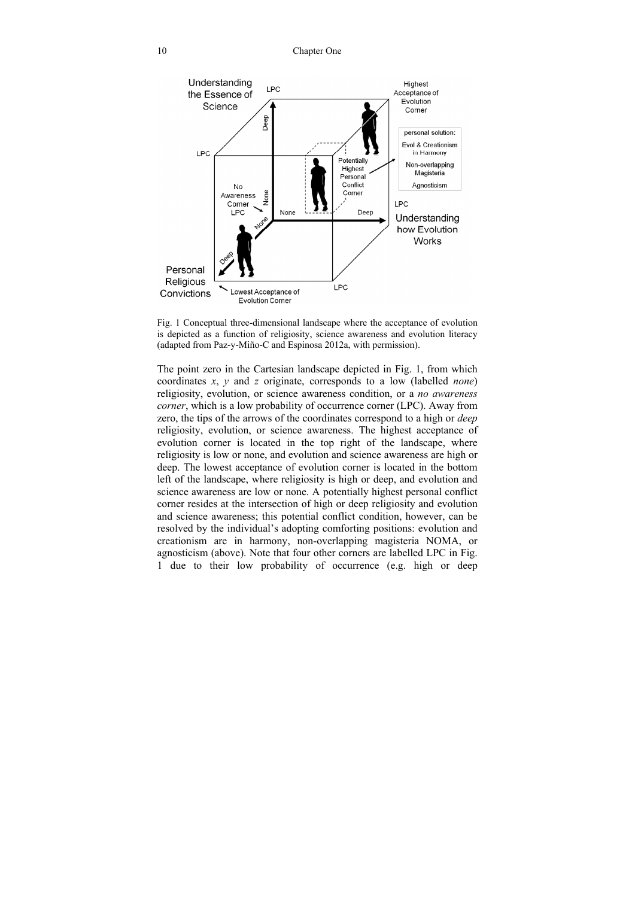Fig. 1 Conceptual three-dimensional landscape where the acceptance of evolution is depicted as a function of religiosity, science awareness and evolution literacy (adapted from Paz-y-Miño-C and Espinosa 2012a, with permission).

The point zero in the Cartesian landscape depicted in Fig. 1, from which coordinates *x*, *y* and *z* originate, corresponds to a low (labelled *none*) religiosity, evolution, or science awareness condition, or a *no awareness corner*, which is a low probability of occurrence corner (LPC). Away from zero, the tips of the arrows of the coordinates correspond to a high or *deep* religiosity, evolution, or science awareness. The highest acceptance of evolution corner is located in the top right of the landscape, where religiosity is low or none, and evolution and science awareness are high or deep. The lowest acceptance of evolution corner is located in the bottom left of the landscape, where religiosity is high or deep, and evolution and science awareness are low or none. A potentially highest personal conflict corner resides at the intersection of high or deep religiosity and evolution and science awareness; this potential conflict condition, however, can be resolved by the individual's adopting comforting positions: evolution and creationism are in harmony, non-overlapping magisteria NOMA, or agnosticism (above). Note that four other corners are labelled LPC in Fig. 1 due to their low probability of occurrence (e.g. high or deep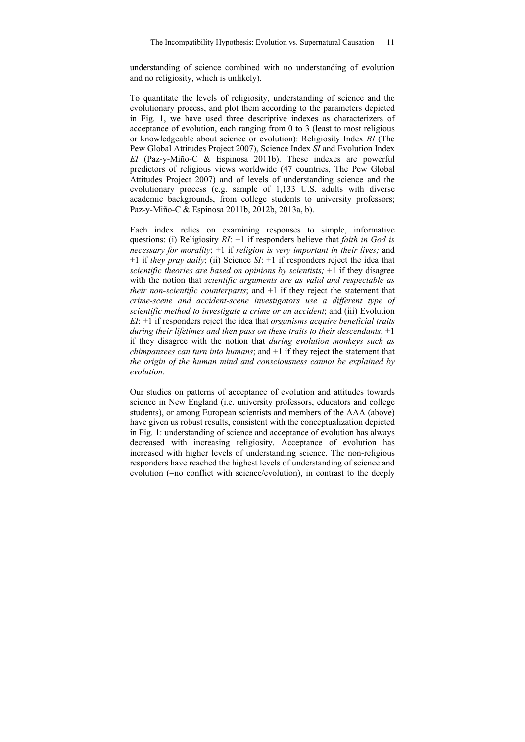understanding of science combined with no understanding of evolution and no religiosity, which is unlikely).

To quantitate the levels of religiosity, understanding of science and the evolutionary process, and plot them according to the parameters depicted in Fig. 1, we have used three descriptive indexes as characterizers of acceptance of evolution, each ranging from 0 to 3 (least to most religious or knowledgeable about science or evolution): Religiosity Index *RI* (The Pew Global Attitudes Project 2007), Science Index *SI* and Evolution Index *EI* (Paz-y-Miño-C & Espinosa 2011b). These indexes are powerful predictors of religious views worldwide (47 countries, The Pew Global Attitudes Project 2007) and of levels of understanding science and the evolutionary process (e.g. sample of 1,133 U.S. adults with diverse academic backgrounds, from college students to university professors; Paz-y-Miño-C & Espinosa 2011b, 2012b, 2013a, b).

Each index relies on examining responses to simple, informative questions: (i) Religiosity *RI*: +1 if responders believe that *faith in God is necessary for morality*; +1 if *religion is very important in their lives;* and +1 if *they pray daily*; (ii) Science *SI*: +1 if responders reject the idea that *scientific theories are based on opinions by scientists;* +1 if they disagree with the notion that *scientific arguments are as valid and respectable as their non-scientific counterparts*; and +1 if they reject the statement that *crime-scene and accident-scene investigators use a different type of scientific method to investigate a crime or an accident*; and (iii) Evolution *EI*: +1 if responders reject the idea that *organisms acquire beneficial traits during their lifetimes and then pass on these traits to their descendants*; +1 if they disagree with the notion that *during evolution monkeys such as chimpanzees can turn into humans*; and +1 if they reject the statement that *the origin of the human mind and consciousness cannot be explained by evolution*.

Our studies on patterns of acceptance of evolution and attitudes towards science in New England (i.e. university professors, educators and college students), or among European scientists and members of the AAA (above) have given us robust results, consistent with the conceptualization depicted in Fig. 1: understanding of science and acceptance of evolution has always decreased with increasing religiosity. Acceptance of evolution has increased with higher levels of understanding science. The non-religious responders have reached the highest levels of understanding of science and evolution (=no conflict with science/evolution), in contrast to the deeply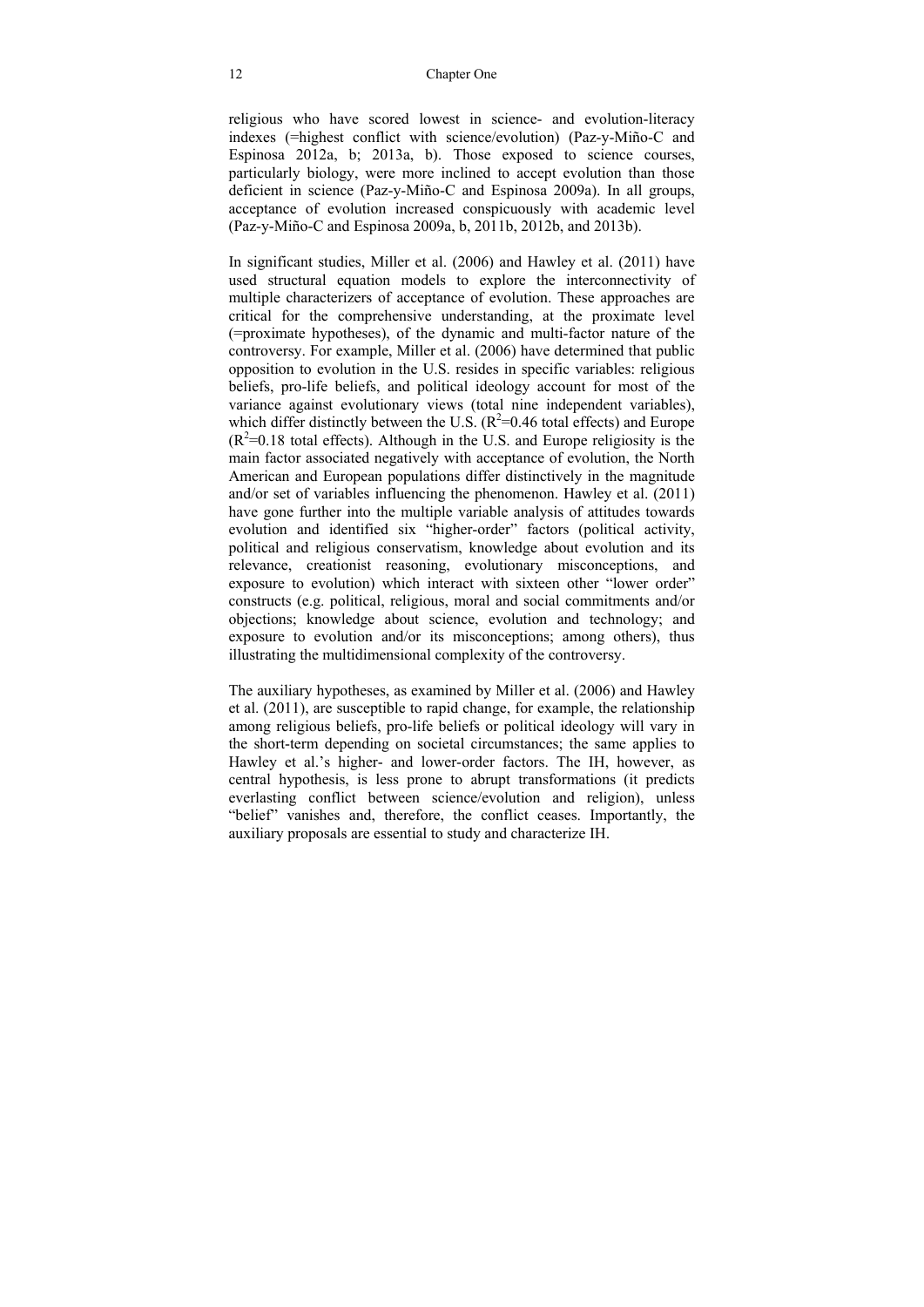religious who have scored lowest in science- and evolution-literacy indexes (=highest conflict with science/evolution) (Paz-y-Miño-C and Espinosa 2012a, b; 2013a, b). Those exposed to science courses, particularly biology, were more inclined to accept evolution than those deficient in science (Paz-y-Miño-C and Espinosa 2009a). In all groups, acceptance of evolution increased conspicuously with academic level (Paz-y-Miño-C and Espinosa 2009a, b, 2011b, 2012b, and 2013b).

In significant studies, Miller et al. (2006) and Hawley et al. (2011) have used structural equation models to explore the interconnectivity of multiple characterizers of acceptance of evolution. These approaches are critical for the comprehensive understanding, at the proximate level (=proximate hypotheses), of the dynamic and multi-factor nature of the controversy. For example, Miller et al. (2006) have determined that public opposition to evolution in the U.S. resides in specific variables: religious beliefs, pro-life beliefs, and political ideology account for most of the variance against evolutionary views (total nine independent variables), which differ distinctly between the U.S. ($R^2$=0.46 total effects) and Europe ($R^2$=0.18 total effects). Although in the U.S. and Europe religiosity is the main factor associated negatively with acceptance of evolution, the North American and European populations differ distinctively in the magnitude and/or set of variables influencing the phenomenon. Hawley et al. (2011) have gone further into the multiple variable analysis of attitudes towards evolution and identified six "higher-order" factors (political activity, political and religious conservatism, knowledge about evolution and its relevance, creationist reasoning, evolutionary misconceptions, and exposure to evolution) which interact with sixteen other "lower order" constructs (e.g. political, religious, moral and social commitments and/or objections; knowledge about science, evolution and technology; and exposure to evolution and/or its misconceptions; among others), thus illustrating the multidimensional complexity of the controversy.

The auxiliary hypotheses, as examined by Miller et al. (2006) and Hawley et al. (2011), are susceptible to rapid change, for example, the relationship among religious beliefs, pro-life beliefs or political ideology will vary in the short-term depending on societal circumstances; the same applies to Hawley et al.'s higher- and lower-order factors. The IH, however, as central hypothesis, is less prone to abrupt transformations (it predicts everlasting conflict between science/evolution and religion), unless "belief" vanishes and, therefore, the conflict ceases. Importantly, the auxiliary proposals are essential to study and characterize IH.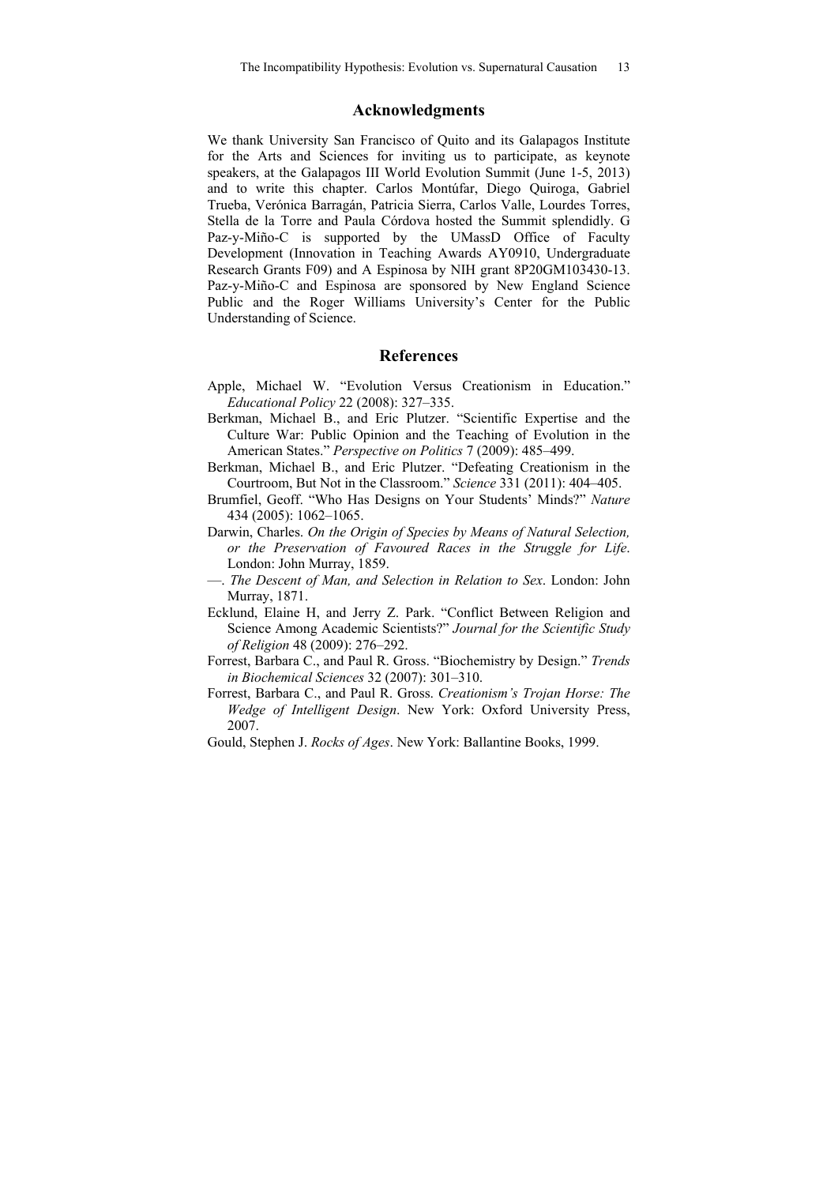## Acknowledgments

We thank University San Francisco of Quito and its Galapagos Institute for the Arts and Sciences for inviting us to participate, as keynote speakers, at the Galapagos III World Evolution Summit (June 1-5, 2013) and to write this chapter. Carlos Montúfar, Diego Quiroga, Gabriel Trueba, Verónica Barragán, Patricia Sierra, Carlos Valle, Lourdes Torres, Stella de la Torre and Paula Córdova hosted the Summit splendidly. G Paz-y-Miño-C is supported by the UMassD Office of Faculty Development (Innovation in Teaching Awards AY0910, Undergraduate Research Grants F09) and A Espinosa by NIH grant 8P20GM103430-13. Paz-y-Miño-C and Espinosa are sponsored by New England Science Public and the Roger Williams University's Center for the Public Understanding of Science.

## References

Apple, Michael W. "Evolution Versus Creationism in Education." *Educational Policy* 22 (2008): 327–335.

Berkman, Michael B., and Eric Plutzer. "Scientific Expertise and the Culture War: Public Opinion and the Teaching of Evolution in the American States." *Perspective on Politics* 7 (2009): 485–499.

Berkman, Michael B., and Eric Plutzer. "Defeating Creationism in the Courtroom, But Not in the Classroom." *Science* 331 (2011): 404–405.

Brumfiel, Geoff. "Who Has Designs on Your Students' Minds?" *Nature* 434 (2005): 1062–1065.

Darwin, Charles. *On the Origin of Species by Means of Natural Selection, or the Preservation of Favoured Races in the Struggle for Life*. London: John Murray, 1859.

—. *The Descent of Man, and Selection in Relation to Sex*. London: John Murray, 1871.

Ecklund, Elaine H, and Jerry Z. Park. "Conflict Between Religion and Science Among Academic Scientists?" *Journal for the Scientific Study of Religion* 48 (2009): 276–292.

Forrest, Barbara C., and Paul R. Gross. "Biochemistry by Design." *Trends in Biochemical Sciences* 32 (2007): 301–310.

Forrest, Barbara C., and Paul R. Gross. *Creationism's Trojan Horse: The Wedge of Intelligent Design*. New York: Oxford University Press, 2007.

Gould, Stephen J. *Rocks of Ages*. New York: Ballantine Books, 1999.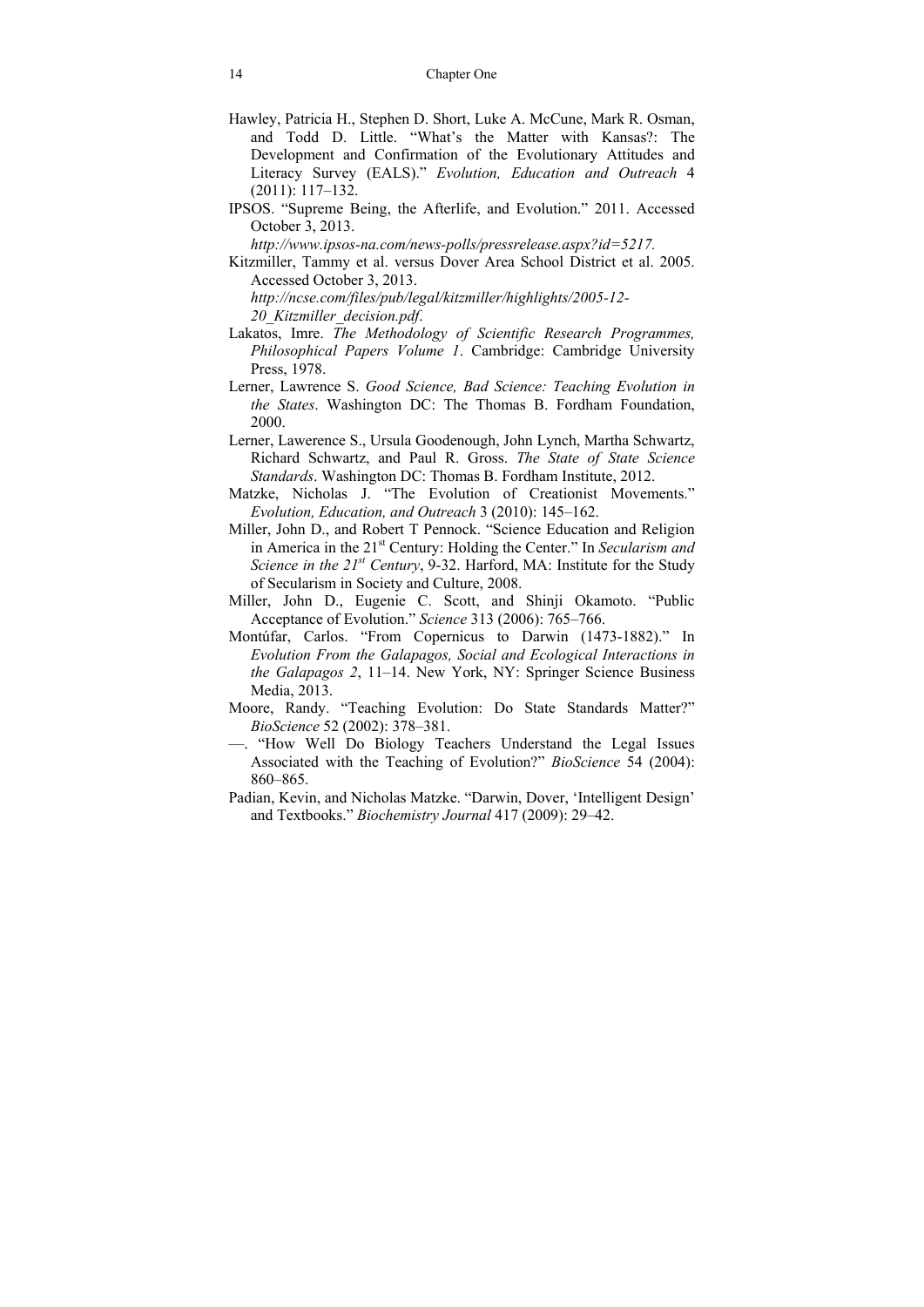Hawley, Patricia H., Stephen D. Short, Luke A. McCune, Mark R. Osman, and Todd D. Little. "What's the Matter with Kansas?: The Development and Confirmation of the Evolutionary Attitudes and Literacy Survey (EALS)." *Evolution, Education and Outreach* 4 (2011): 117–132.

IPSOS. "Supreme Being, the Afterlife, and Evolution." 2011. Accessed October 3, 2013. *http://www.ipsos-na.com/news-polls/pressrelease.aspx?id=5217.*

Kitzmiller, Tammy et al. versus Dover Area School District et al. 2005. Accessed October 3, 2013. *http://ncse.com/files/pub/legal/kitzmiller/highlights/2005-12-20_Kitzmiller_decision.pdf*.

Lakatos, Imre. *The Methodology of Scientific Research Programmes, Philosophical Papers Volume 1*. Cambridge: Cambridge University Press, 1978.

Lerner, Lawrence S. *Good Science, Bad Science: Teaching Evolution in the States*. Washington DC: The Thomas B. Fordham Foundation, 2000.

Lerner, Lawerence S., Ursula Goodenough, John Lynch, Martha Schwartz, Richard Schwartz, and Paul R. Gross. *The State of State Science Standards*. Washington DC: Thomas B. Fordham Institute, 2012.

Matzke, Nicholas J. "The Evolution of Creationist Movements." *Evolution, Education, and Outreach* 3 (2010): 145–162.

Miller, John D., and Robert T Pennock. "Science Education and Religion in America in the 21st Century: Holding the Center." In *Secularism and Science in the 21st Century*, 9-32. Harford, MA: Institute for the Study of Secularism in Society and Culture, 2008.

Miller, John D., Eugenie C. Scott, and Shinji Okamoto. "Public Acceptance of Evolution." *Science* 313 (2006): 765–766.

Montúfar, Carlos. "From Copernicus to Darwin (1473-1882)." In *Evolution From the Galapagos, Social and Ecological Interactions in the Galapagos 2*, 11–14. New York, NY: Springer Science Business Media, 2013.

Moore, Randy. "Teaching Evolution: Do State Standards Matter?" *BioScience* 52 (2002): 378–381.

—. "How Well Do Biology Teachers Understand the Legal Issues Associated with the Teaching of Evolution?" *BioScience* 54 (2004): 860–865.

Padian, Kevin, and Nicholas Matzke. "Darwin, Dover, 'Intelligent Design' and Textbooks." *Biochemistry Journal* 417 (2009): 29–42.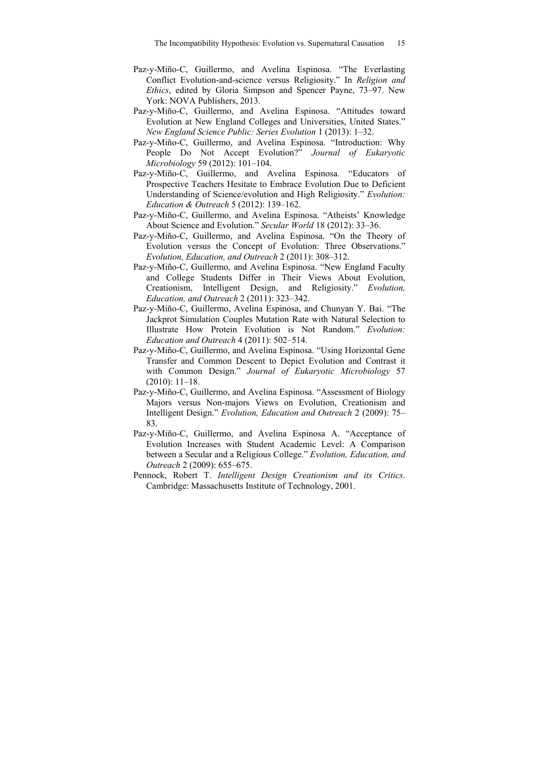Paz-y-Miño-C, Guillermo, and Avelina Espinosa. "The Everlasting Conflict Evolution-and-science versus Religiosity." In *Religion and Ethics*, edited by Gloria Simpson and Spencer Payne, 73–97. New York: NOVA Publishers, 2013.

Paz-y-Miño-C, Guillermo, and Avelina Espinosa. "Attitudes toward Evolution at New England Colleges and Universities, United States." *New England Science Public: Series Evolution* 1 (2013): 1–32.

Paz-y-Miño-C, Guillermo, and Avelina Espinosa. "Introduction: Why People Do Not Accept Evolution?" *Journal of Eukaryotic Microbiology* 59 (2012): 101–104.

Paz-y-Miño-C, Guillermo, and Avelina Espinosa. "Educators of Prospective Teachers Hesitate to Embrace Evolution Due to Deficient Understanding of Science/evolution and High Religiosity." *Evolution: Education & Outreach* 5 (2012): 139–162.

Paz-y-Miño-C, Guillermo, and Avelina Espinosa. "Atheists' Knowledge About Science and Evolution." *Secular World* 18 (2012): 33–36.

Paz-y-Miño-C, Guillermo, and Avelina Espinosa. "On the Theory of Evolution versus the Concept of Evolution: Three Observations." *Evolution, Education, and Outreach* 2 (2011): 308–312.

Paz-y-Miño-C, Guillermo, and Avelina Espinosa. "New England Faculty and College Students Differ in Their Views About Evolution, Creationism, Intelligent Design, and Religiosity." *Evolution, Education, and Outreach* 2 (2011): 323–342.

Paz-y-Miño-C, Guillermo, Avelina Espinosa, and Chunyan Y. Bai. "The Jackprot Simulation Couples Mutation Rate with Natural Selection to Illustrate How Protein Evolution is Not Random." *Evolution: Education and Outreach* 4 (2011): 502–514.

Paz-y-Miño-C, Guillermo, and Avelina Espinosa. "Using Horizontal Gene Transfer and Common Descent to Depict Evolution and Contrast it with Common Design." *Journal of Eukaryotic Microbiology* 57 (2010): 11–18.

Paz-y-Miño-C, Guillermo, and Avelina Espinosa. "Assessment of Biology Majors versus Non-majors Views on Evolution, Creationism and Intelligent Design." *Evolution, Education and Outreach* 2 (2009): 75–83.

Paz-y-Miño-C, Guillermo, and Avelina Espinosa A. "Acceptance of Evolution Increases with Student Academic Level: A Comparison between a Secular and a Religious College." *Evolution, Education, and Outreach* 2 (2009): 655–675.

Pennock, Robert T. *Intelligent Design Creationism and its Critics*. Cambridge: Massachusetts Institute of Technology, 2001.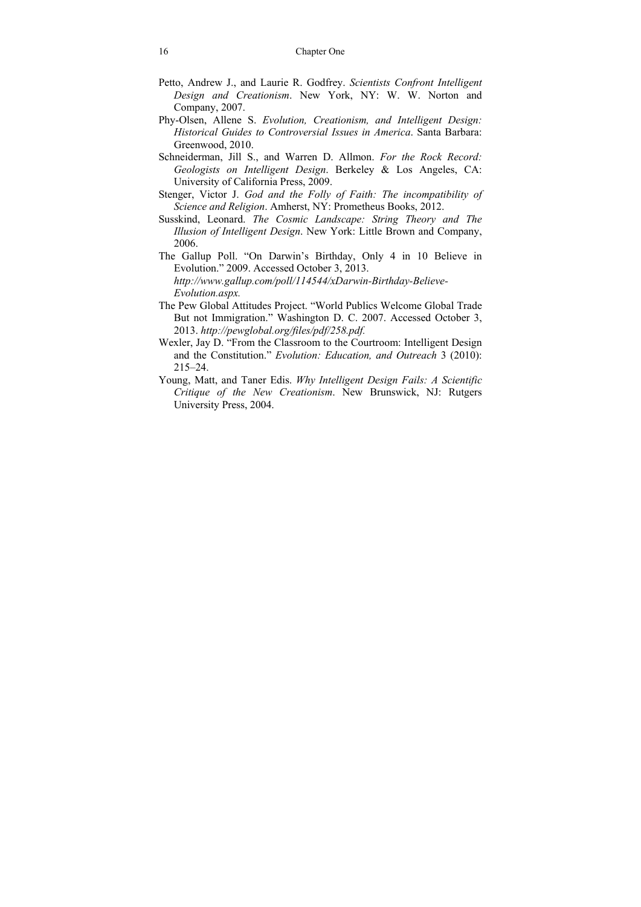Petto, Andrew J., and Laurie R. Godfrey. *Scientists Confront Intelligent Design and Creationism*. New York, NY: W. W. Norton and Company, 2007.

Phy-Olsen, Allene S. *Evolution, Creationism, and Intelligent Design: Historical Guides to Controversial Issues in America*. Santa Barbara: Greenwood, 2010.

Schneiderman, Jill S., and Warren D. Allmon. *For the Rock Record: Geologists on Intelligent Design*. Berkeley & Los Angeles, CA: University of California Press, 2009.

Stenger, Victor J. *God and the Folly of Faith: The incompatibility of Science and Religion*. Amherst, NY: Prometheus Books, 2012.

Susskind, Leonard. *The Cosmic Landscape: String Theory and The Illusion of Intelligent Design*. New York: Little Brown and Company, 2006.

The Gallup Poll. "On Darwin's Birthday, Only 4 in 10 Believe in Evolution." 2009. Accessed October 3, 2013. *http://www.gallup.com/poll/114544/xDarwin-Birthday-Believe-Evolution.aspx.*

The Pew Global Attitudes Project. "World Publics Welcome Global Trade But not Immigration." Washington D. C. 2007. Accessed October 3, 2013. *http://pewglobal.org/files/pdf/258.pdf.*

Wexler, Jay D. "From the Classroom to the Courtroom: Intelligent Design and the Constitution." *Evolution: Education, and Outreach* 3 (2010): 215–24.

Young, Matt, and Taner Edis. *Why Intelligent Design Fails: A Scientific Critique of the New Creationism*. New Brunswick, NJ: Rutgers University Press, 2004.